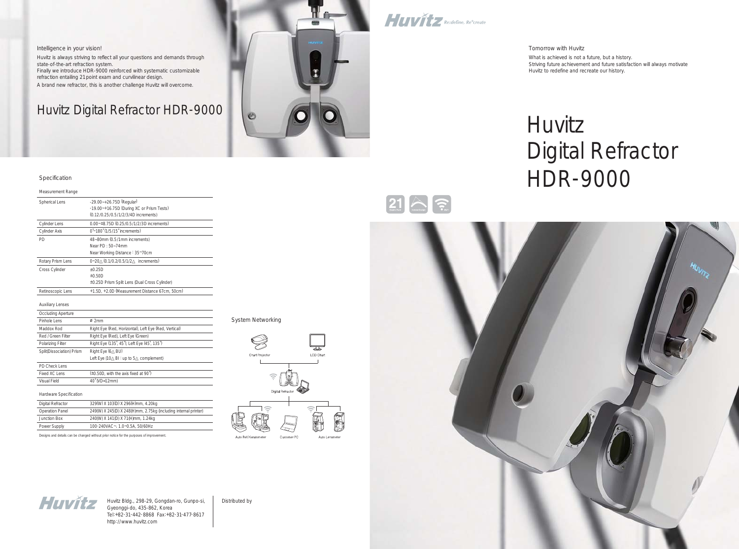Intelligence in your vision!

Huvitz is always striving to reflect all your questions and demands through state-of-the-art refraction system.
Finally we introduce HDR-9000 reinforced with systematic customizable refraction entailing 21 point exam and curvilinear design.
A brand new refractor, this is another challenge Huvitz will overcome.

# Huvitz Digital Refractor HDR-9000

## Specification

### Measurement Range

| | |
|---|---|
| Spherical Lens | -29.00~+26.75D (Regular)<br>-19.00~+16.75D (During XC or Prism Tests)<br>(0.12/0.25/0.5/1/2/3/4D increments) |
| Cylinder Lens | 0.00~±8.75D (0.25/0.5/1/2/3D increments) |
| Cylinder Axis | 0°~180° (1/5/15° increments) |
| PD | 48~80mm (0.5/1mm increments)<br>Near PD : 50~74mm<br>Near Working Distance : 35~70cm |
| Rotary Prism Lens | 0~20△ (0.1/0.2/0.5/1/2△ increments) |
| Cross Cylinder | ±0.25D<br>±0.50D<br>±0.25D Prism Split Lens (Dual Cross Cylinder) |
| Retinoscopic Lens | +1.5D, +2.0D (Measurement Distance 67cm, 50cm) |

### Auxiliary Lenses

| | |
|---|---|
| Occluding Aperture | |
| Pinhole Lens | ø 2mm |
| Maddox Rod | Right Eye (Red, Horizontal), Left Eye (Red, Vertical) |
| Red / Green Filter | Right Eye (Red), Left Eye (Green) |
| Polarizing Filter | Right Eye (135°, 45°), Left Eye (45°, 135°) |
| Split(Dissociation) Prism | Right Eye (6△ BU)<br>Left Eye (10△ BI : up to 5△ complement) |
| PD Check Lens | |
| Fixed XC Lens | (±0.50D, with the axis fixed at 90°) |
| Visual Field | 40° (VD=12mm) |

### Hardware Specification

| | |
|---|---|
| Digital Refractor | 329(W) X 103(D) X 296(H)mm, 4.20kg |
| Operation Panel | 249(W) X 245(D) X 248(H)mm, 2.75kg (including internal printer) |
| Junction Box | 240(W) X 141(D) X 71(H)mm, 1.24kg |
| Power Supply | 100~240VAC~, 1.0~0.5A, 50/60Hz |

Designs and details can be changed without prior notice for the purposes of improvement.

## System Networking

Chart Projector — LCD Chart

Digital Refractor

Auto Ref/Keratometer — Customer PC — Auto Lensmeter

Huvitz Bldg., 298-29, Gongdan-ro, Gunpo-si, Gyeonggi-do, 435-862, Korea
Tel:+82-31-442-8868 Fax:+82-31-477-8617
http://www.huvitz.com

Distributed by

Huvitz Re:define, Re:create

Tomorrow with Huvitz

What is achieved is not a future, but a history.
Striving future achievement and future satisfaction will always motivate Huvitz to redefine and recreate our history.

# Huvitz Digital Refractor HDR-9000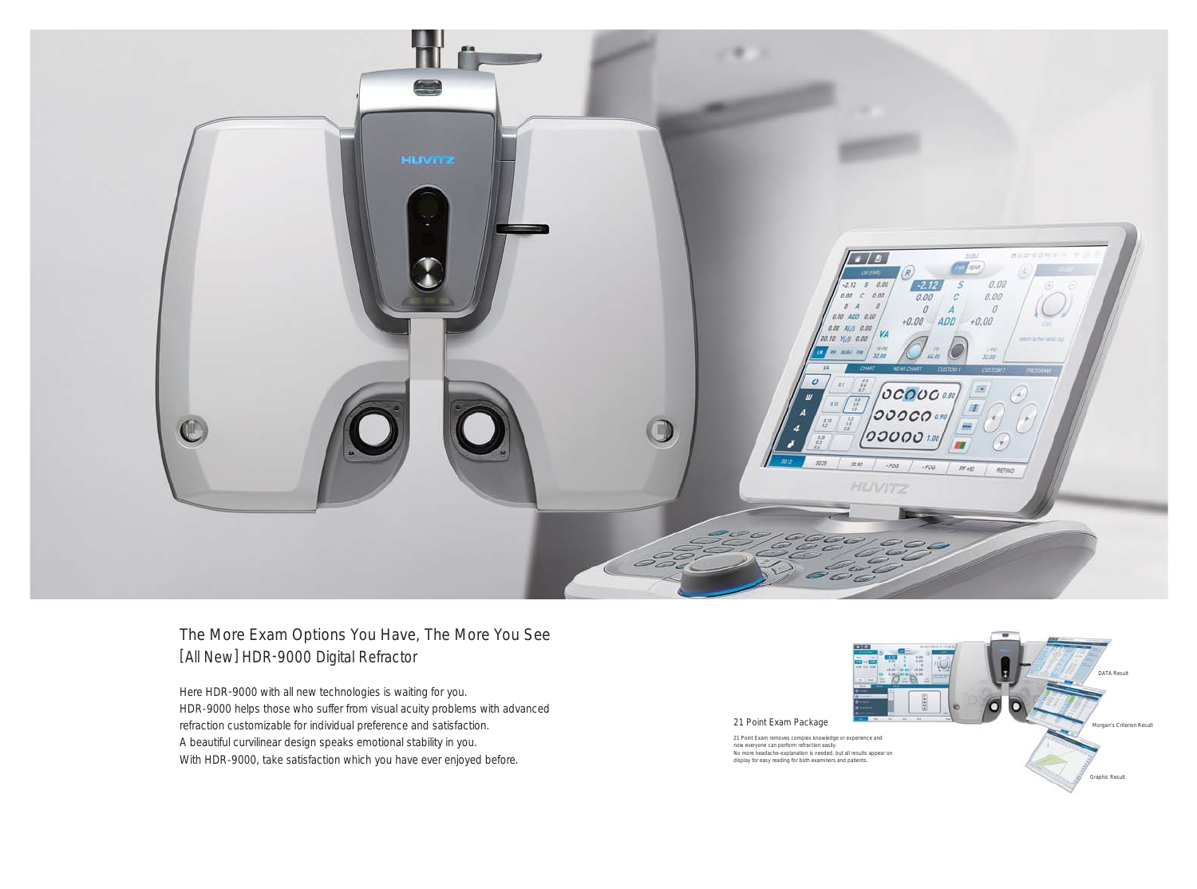## The More Exam Options You Have, The More You See
## [All New] HDR-9000 Digital Refractor

Here HDR-9000 with all new technologies is waiting for you.
HDR-9000 helps those who suffer from visual acuity problems with advanced refraction customizable for individual preference and satisfaction.
A beautiful curvilinear design speaks emotional stability in you.
With HDR-9000, take satisfaction which you have ever enjoyed before.

### 21 Point Exam Package

21 Point Exam removes complex knowledge or experience and now everyone can perform refraction easily.
No more headache-explanation is needed, but all results appear on display for easy reading for both examiners and patients.

DATA Result

Morgan's Criterion Result

Graphic Result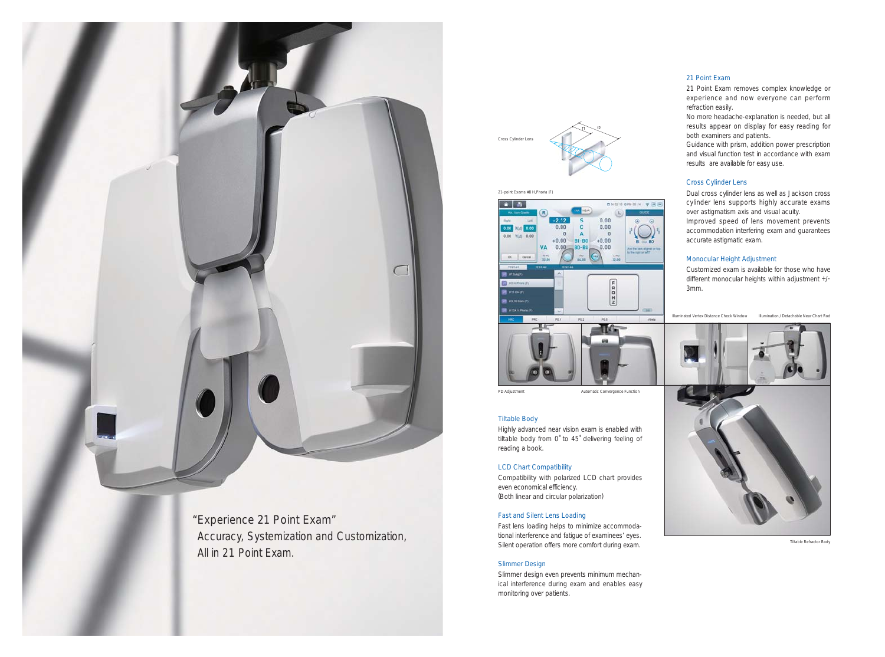"Experience 21 Point Exam"
Accuracy, Systemization and Customization,
All in 21 Point Exam.

Cross Cylinder Lens

21-point Exams #8 H.Phoria (F)

PD Adjustment

Automatic Convergence Function

### Tiltable Body

Highly advanced near vision exam is enabled with tiltable body from 0˚ to 45˚ delivering feeling of reading a book.

### LCD Chart Compatibility

Compatibility with polarized LCD chart provides even economical efficiency.
(Both linear and circular polarization)

### Fast and Silent Lens Loading

Fast lens loading helps to minimize accommodational interference and fatigue of examinees' eyes. Silent operation offers more comfort during exam.

### Slimmer Design

Slimmer design even prevents minimum mechanical interference during exam and enables easy monitoring over patients.

### 21 Point Exam

21 Point Exam removes complex knowledge or experience and now everyone can perform refraction easily.
No more headache-explanation is needed, but all results appear on display for easy reading for both examiners and patients.
Guidance with prism, addition power prescription and visual function test in accordance with exam results are available for easy use.

### Cross Cylinder Lens

Dual cross cylinder lens as well as Jackson cross cylinder lens supports highly accurate exams over astigmatism axis and visual acuity.
Improved speed of lens movement prevents accommodation interfering exam and guarantees accurate astigmatic exam.

### Monocular Height Adjustment

Customized exam is available for those who have different monocular heights within adjustment +/- 3mm.

Illuminated Vertex Distance Check Window

Illumination / Detachable Near Chart Rod

Tiltable Refractor Body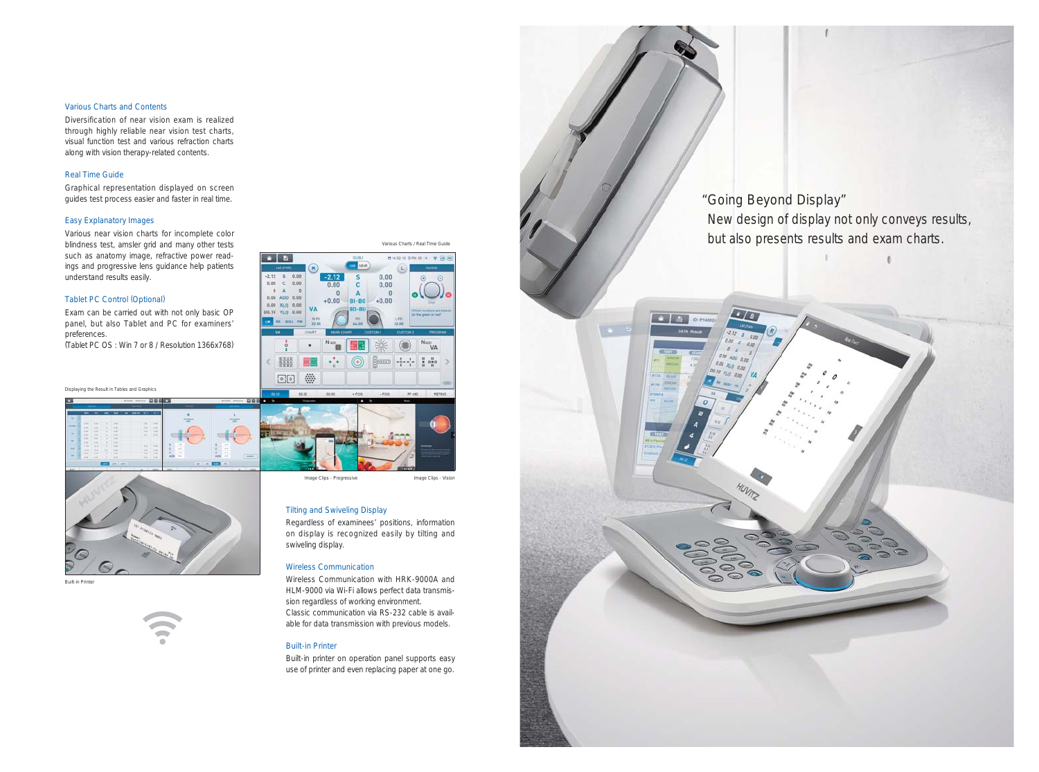### Various Charts and Contents

Diversification of near vision exam is realized through highly reliable near vision test charts, visual function test and various refraction charts along with vision therapy-related contents.

### Real Time Guide

Graphical representation displayed on screen guides test process easier and faster in real time.

### Easy Explanatory Images

Various near vision charts for incomplete color blindness test, amsler grid and many other tests such as anatomy image, refractive power readings and progressive lens guidance help patients understand results easily.

### Tablet PC Control (Optional)

Exam can be carried out with not only basic OP panel, but also Tablet and PC for examiners' preferences.
(Tablet PC OS : Win 7 or 8 / Resolution 1366x768)

Various Charts / Real Time Guide

Displaying the Result in Tables and Graphics

Image Clips - Progressive

Image Clips - Vision

Built-in Printer

### Tilting and Swiveling Display

Regardless of examinees' positions, information on display is recognized easily by tilting and swiveling display.

### Wireless Communication

Wireless Communication with HRK-9000A and HLM-9000 via Wi-Fi allows perfect data transmission regardless of working environment.
Classic communication via RS-232 cable is available for data transmission with previous models.

### Built-in Printer

Built-in printer on operation panel supports easy use of printer and even replacing paper at one go.

"Going Beyond Display"
New design of display not only conveys results, but also presents results and exam charts.